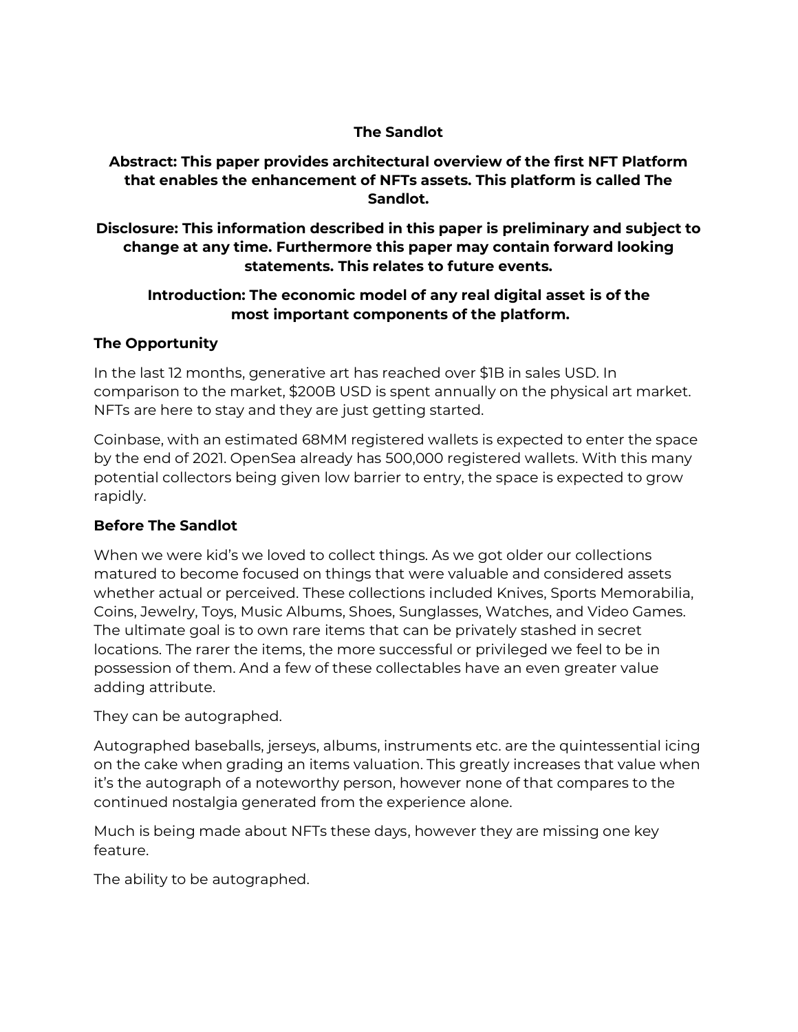# The Sandlot

**Abstract: This paper provides architectural overview of the first NFT Platform that enables the enhancement of NFTs assets. This platform is called The Sandlot.**

**Disclosure: This information described in this paper is preliminary and subject to change at any time. Furthermore this paper may contain forward looking statements. This relates to future events.**

**Introduction: The economic model of any real digital asset is of the most important components of the platform.**

## The Opportunity

In the last 12 months, generative art has reached over $1B in sales USD. In comparison to the market, $200B USD is spent annually on the physical art market. NFTs are here to stay and they are just getting started.

Coinbase, with an estimated 68MM registered wallets is expected to enter the space by the end of 2021. OpenSea already has 500,000 registered wallets. With this many potential collectors being given low barrier to entry, the space is expected to grow rapidly.

## Before The Sandlot

When we were kid's we loved to collect things. As we got older our collections matured to become focused on things that were valuable and considered assets whether actual or perceived. These collections included Knives, Sports Memorabilia, Coins, Jewelry, Toys, Music Albums, Shoes, Sunglasses, Watches, and Video Games. The ultimate goal is to own rare items that can be privately stashed in secret locations. The rarer the items, the more successful or privileged we feel to be in possession of them. And a few of these collectables have an even greater value adding attribute.

They can be autographed.

Autographed baseballs, jerseys, albums, instruments etc. are the quintessential icing on the cake when grading an items valuation. This greatly increases that value when it's the autograph of a noteworthy person, however none of that compares to the continued nostalgia generated from the experience alone.

Much is being made about NFTs these days, however they are missing one key feature.

The ability to be autographed.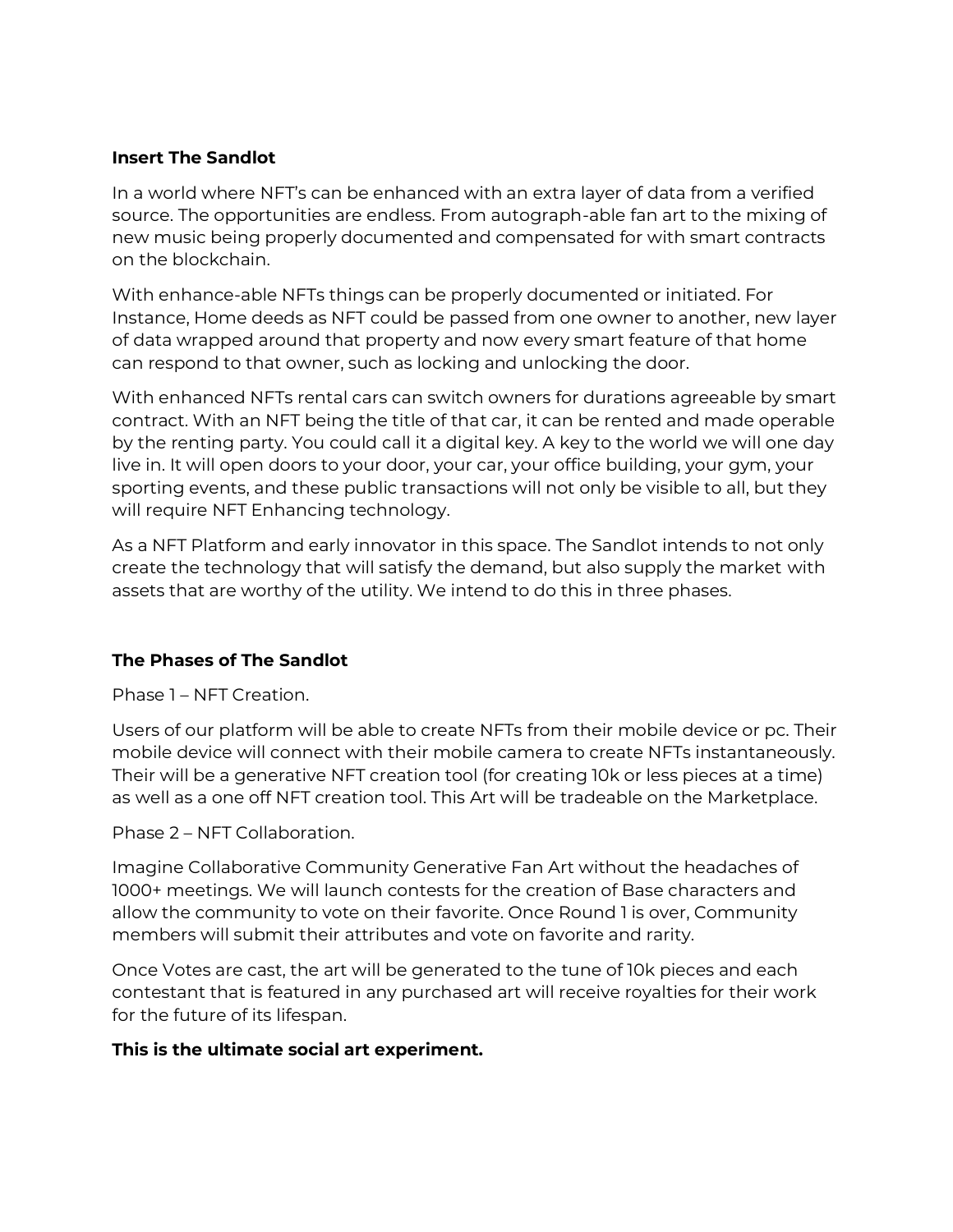**Insert The Sandlot**

In a world where NFT's can be enhanced with an extra layer of data from a verified source. The opportunities are endless. From autograph-able fan art to the mixing of new music being properly documented and compensated for with smart contracts on the blockchain.

With enhance-able NFTs things can be properly documented or initiated. For Instance, Home deeds as NFT could be passed from one owner to another, new layer of data wrapped around that property and now every smart feature of that home can respond to that owner, such as locking and unlocking the door.

With enhanced NFTs rental cars can switch owners for durations agreeable by smart contract. With an NFT being the title of that car, it can be rented and made operable by the renting party. You could call it a digital key. A key to the world we will one day live in. It will open doors to your door, your car, your office building, your gym, your sporting events, and these public transactions will not only be visible to all, but they will require NFT Enhancing technology.

As a NFT Platform and early innovator in this space. The Sandlot intends to not only create the technology that will satisfy the demand, but also supply the market with assets that are worthy of the utility. We intend to do this in three phases.

**The Phases of The Sandlot**

Phase 1 – NFT Creation.

Users of our platform will be able to create NFTs from their mobile device or pc. Their mobile device will connect with their mobile camera to create NFTs instantaneously. Their will be a generative NFT creation tool (for creating 10k or less pieces at a time) as well as a one off NFT creation tool. This Art will be tradeable on the Marketplace.

Phase 2 – NFT Collaboration.

Imagine Collaborative Community Generative Fan Art without the headaches of 1000+ meetings. We will launch contests for the creation of Base characters and allow the community to vote on their favorite. Once Round 1 is over, Community members will submit their attributes and vote on favorite and rarity.

Once Votes are cast, the art will be generated to the tune of 10k pieces and each contestant that is featured in any purchased art will receive royalties for their work for the future of its lifespan.

**This is the ultimate social art experiment.**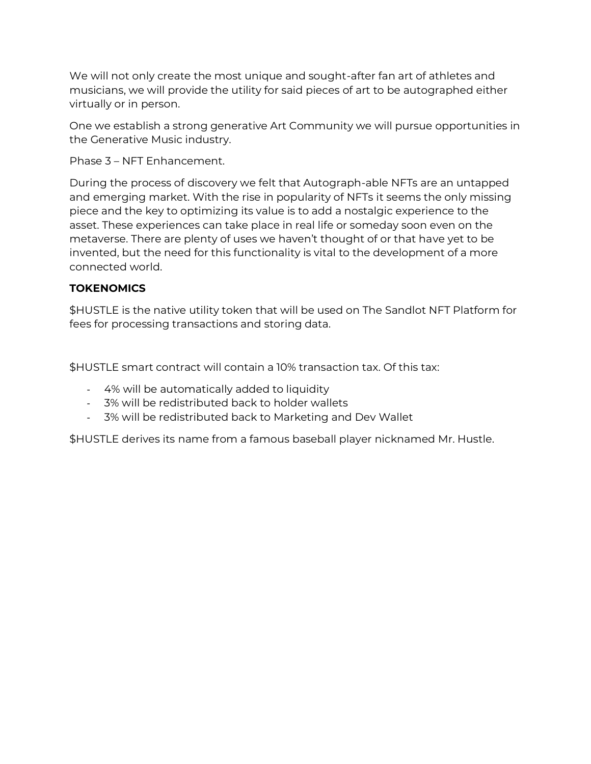We will not only create the most unique and sought-after fan art of athletes and musicians, we will provide the utility for said pieces of art to be autographed either virtually or in person.

One we establish a strong generative Art Community we will pursue opportunities in the Generative Music industry.

Phase 3 – NFT Enhancement.

During the process of discovery we felt that Autograph-able NFTs are an untapped and emerging market. With the rise in popularity of NFTs it seems the only missing piece and the key to optimizing its value is to add a nostalgic experience to the asset. These experiences can take place in real life or someday soon even on the metaverse. There are plenty of uses we haven't thought of or that have yet to be invented, but the need for this functionality is vital to the development of a more connected world.

**TOKENOMICS**

$HUSTLE is the native utility token that will be used on The Sandlot NFT Platform for fees for processing transactions and storing data.

$HUSTLE smart contract will contain a 10% transaction tax. Of this tax:

- 4% will be automatically added to liquidity
- 3% will be redistributed back to holder wallets
- 3% will be redistributed back to Marketing and Dev Wallet

$HUSTLE derives its name from a famous baseball player nicknamed Mr. Hustle.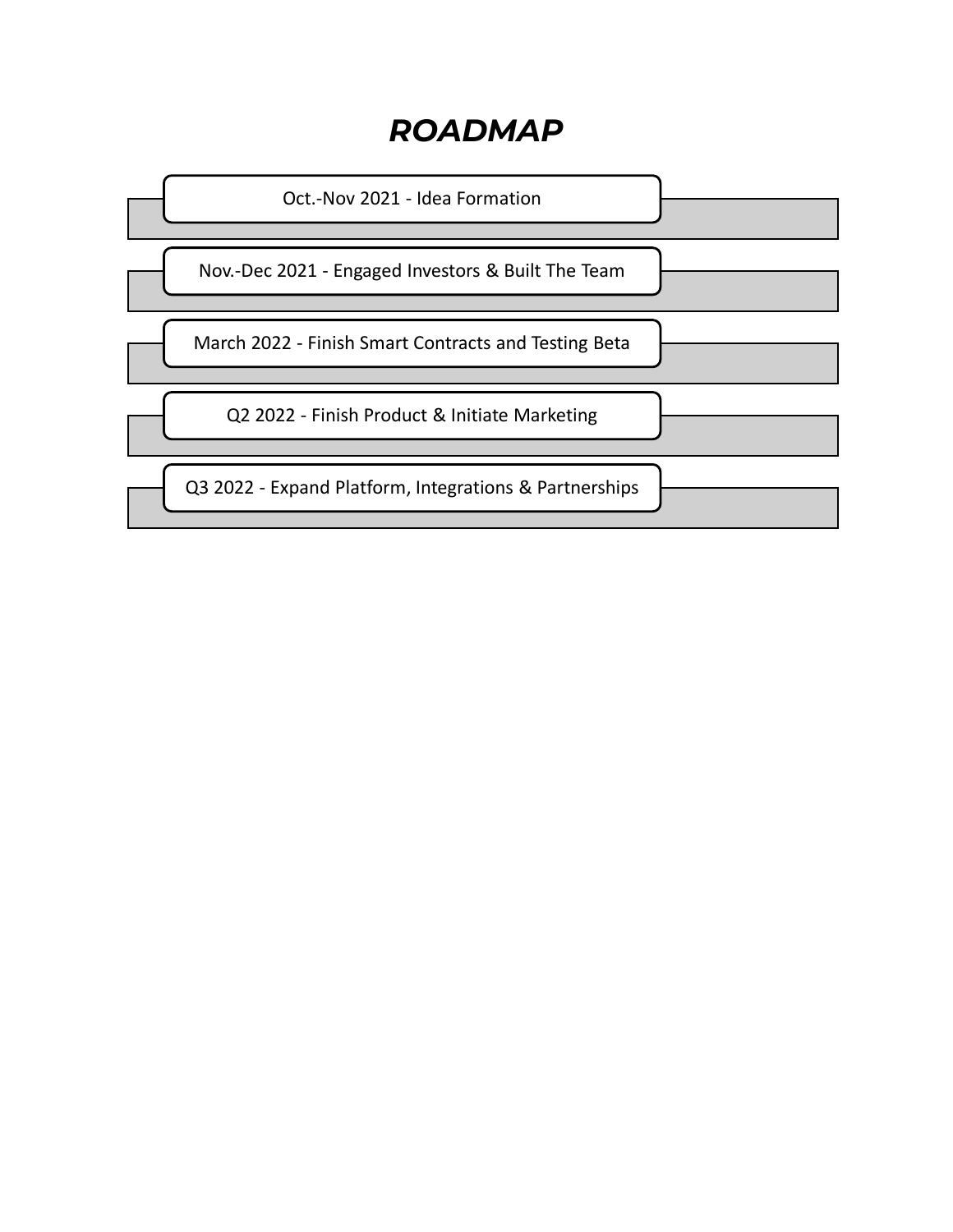# ***ROADMAP***

- Oct.-Nov 2021 - Idea Formation
- Nov.-Dec 2021 - Engaged Investors & Built The Team
- March 2022 - Finish Smart Contracts and Testing Beta
- Q2 2022 - Finish Product & Initiate Marketing
- Q3 2022 - Expand Platform, Integrations & Partnerships